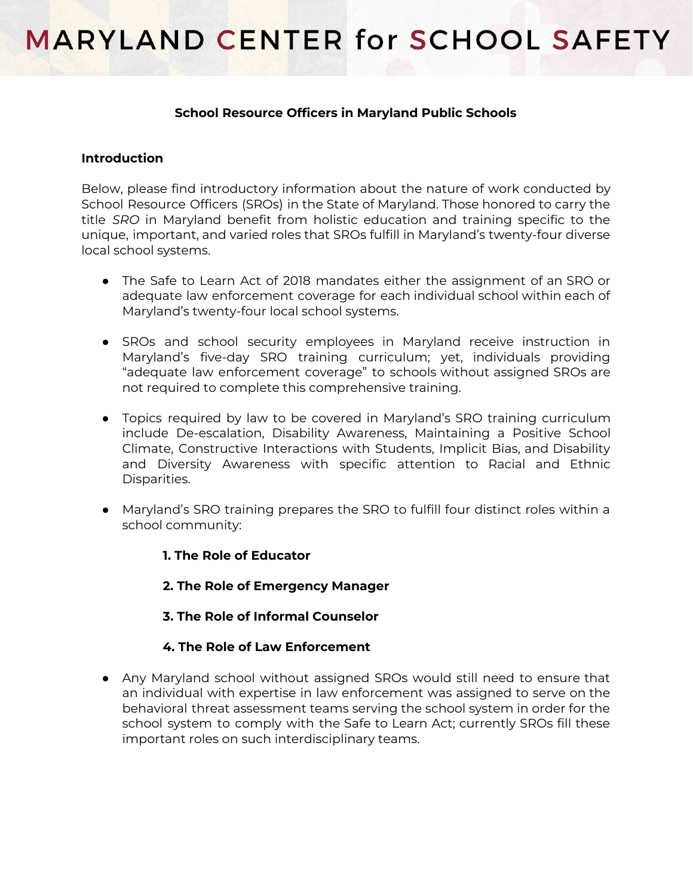# MARYLAND CENTER for SCHOOL SAFETY

## School Resource Officers in Maryland Public Schools

### Introduction

Below, please find introductory information about the nature of work conducted by School Resource Officers (SROs) in the State of Maryland. Those honored to carry the title *SRO* in Maryland benefit from holistic education and training specific to the unique, important, and varied roles that SROs fulfill in Maryland's twenty-four diverse local school systems.

- The Safe to Learn Act of 2018 mandates either the assignment of an SRO or adequate law enforcement coverage for each individual school within each of Maryland's twenty-four local school systems.

- SROs and school security employees in Maryland receive instruction in Maryland's five-day SRO training curriculum; yet, individuals providing "adequate law enforcement coverage" to schools without assigned SROs are not required to complete this comprehensive training.

- Topics required by law to be covered in Maryland's SRO training curriculum include De-escalation, Disability Awareness, Maintaining a Positive School Climate, Constructive Interactions with Students, Implicit Bias, and Disability and Diversity Awareness with specific attention to Racial and Ethnic Disparities.

- Maryland's SRO training prepares the SRO to fulfill four distinct roles within a school community:

  **1. The Role of Educator**

  **2. The Role of Emergency Manager**

  **3. The Role of Informal Counselor**

  **4. The Role of Law Enforcement**

- Any Maryland school without assigned SROs would still need to ensure that an individual with expertise in law enforcement was assigned to serve on the behavioral threat assessment teams serving the school system in order for the school system to comply with the Safe to Learn Act; currently SROs fill these important roles on such interdisciplinary teams.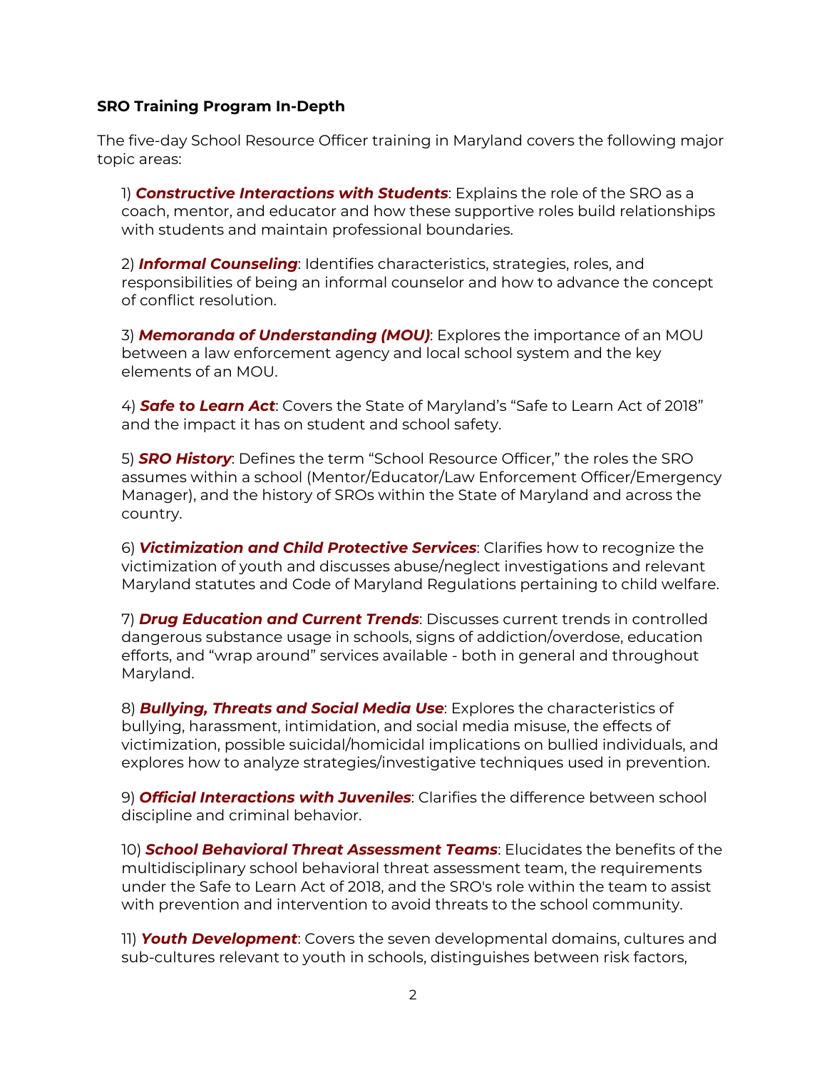**SRO Training Program In-Depth**

The five-day School Resource Officer training in Maryland covers the following major topic areas:

1) ***Constructive Interactions with Students***: Explains the role of the SRO as a coach, mentor, and educator and how these supportive roles build relationships with students and maintain professional boundaries.

2) ***Informal Counseling***: Identifies characteristics, strategies, roles, and responsibilities of being an informal counselor and how to advance the concept of conflict resolution.

3) ***Memoranda of Understanding (MOU)***: Explores the importance of an MOU between a law enforcement agency and local school system and the key elements of an MOU.

4) ***Safe to Learn Act***: Covers the State of Maryland's "Safe to Learn Act of 2018" and the impact it has on student and school safety.

5) ***SRO History***: Defines the term "School Resource Officer," the roles the SRO assumes within a school (Mentor/Educator/Law Enforcement Officer/Emergency Manager), and the history of SROs within the State of Maryland and across the country.

6) ***Victimization and Child Protective Services***: Clarifies how to recognize the victimization of youth and discusses abuse/neglect investigations and relevant Maryland statutes and Code of Maryland Regulations pertaining to child welfare.

7) ***Drug Education and Current Trends***: Discusses current trends in controlled dangerous substance usage in schools, signs of addiction/overdose, education efforts, and "wrap around" services available - both in general and throughout Maryland.

8) ***Bullying, Threats and Social Media Use***: Explores the characteristics of bullying, harassment, intimidation, and social media misuse, the effects of victimization, possible suicidal/homicidal implications on bullied individuals, and explores how to analyze strategies/investigative techniques used in prevention.

9) ***Official Interactions with Juveniles***: Clarifies the difference between school discipline and criminal behavior.

10) ***School Behavioral Threat Assessment Teams***: Elucidates the benefits of the multidisciplinary school behavioral threat assessment team, the requirements under the Safe to Learn Act of 2018, and the SRO's role within the team to assist with prevention and intervention to avoid threats to the school community.

11) ***Youth Development***: Covers the seven developmental domains, cultures and sub-cultures relevant to youth in schools, distinguishes between risk factors,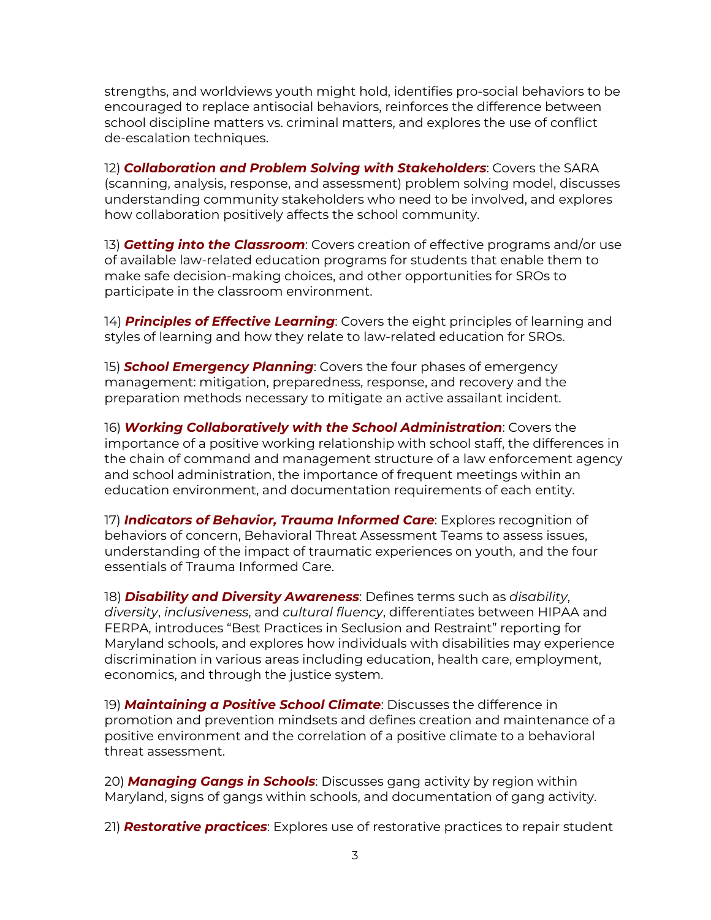strengths, and worldviews youth might hold, identifies pro-social behaviors to be encouraged to replace antisocial behaviors, reinforces the difference between school discipline matters vs. criminal matters, and explores the use of conflict de-escalation techniques.

12) ***Collaboration and Problem Solving with Stakeholders***: Covers the SARA (scanning, analysis, response, and assessment) problem solving model, discusses understanding community stakeholders who need to be involved, and explores how collaboration positively affects the school community.

13) ***Getting into the Classroom***: Covers creation of effective programs and/or use of available law-related education programs for students that enable them to make safe decision-making choices, and other opportunities for SROs to participate in the classroom environment.

14) ***Principles of Effective Learning***: Covers the eight principles of learning and styles of learning and how they relate to law-related education for SROs.

15) ***School Emergency Planning***: Covers the four phases of emergency management: mitigation, preparedness, response, and recovery and the preparation methods necessary to mitigate an active assailant incident.

16) ***Working Collaboratively with the School Administration***: Covers the importance of a positive working relationship with school staff, the differences in the chain of command and management structure of a law enforcement agency and school administration, the importance of frequent meetings within an education environment, and documentation requirements of each entity.

17) ***Indicators of Behavior, Trauma Informed Care***: Explores recognition of behaviors of concern, Behavioral Threat Assessment Teams to assess issues, understanding of the impact of traumatic experiences on youth, and the four essentials of Trauma Informed Care.

18) ***Disability and Diversity Awareness***: Defines terms such as *disability*, *diversity*, *inclusiveness*, and *cultural fluency*, differentiates between HIPAA and FERPA, introduces "Best Practices in Seclusion and Restraint" reporting for Maryland schools, and explores how individuals with disabilities may experience discrimination in various areas including education, health care, employment, economics, and through the justice system.

19) ***Maintaining a Positive School Climate***: Discusses the difference in promotion and prevention mindsets and defines creation and maintenance of a positive environment and the correlation of a positive climate to a behavioral threat assessment.

20) ***Managing Gangs in Schools***: Discusses gang activity by region within Maryland, signs of gangs within schools, and documentation of gang activity.

21) ***Restorative practices***: Explores use of restorative practices to repair student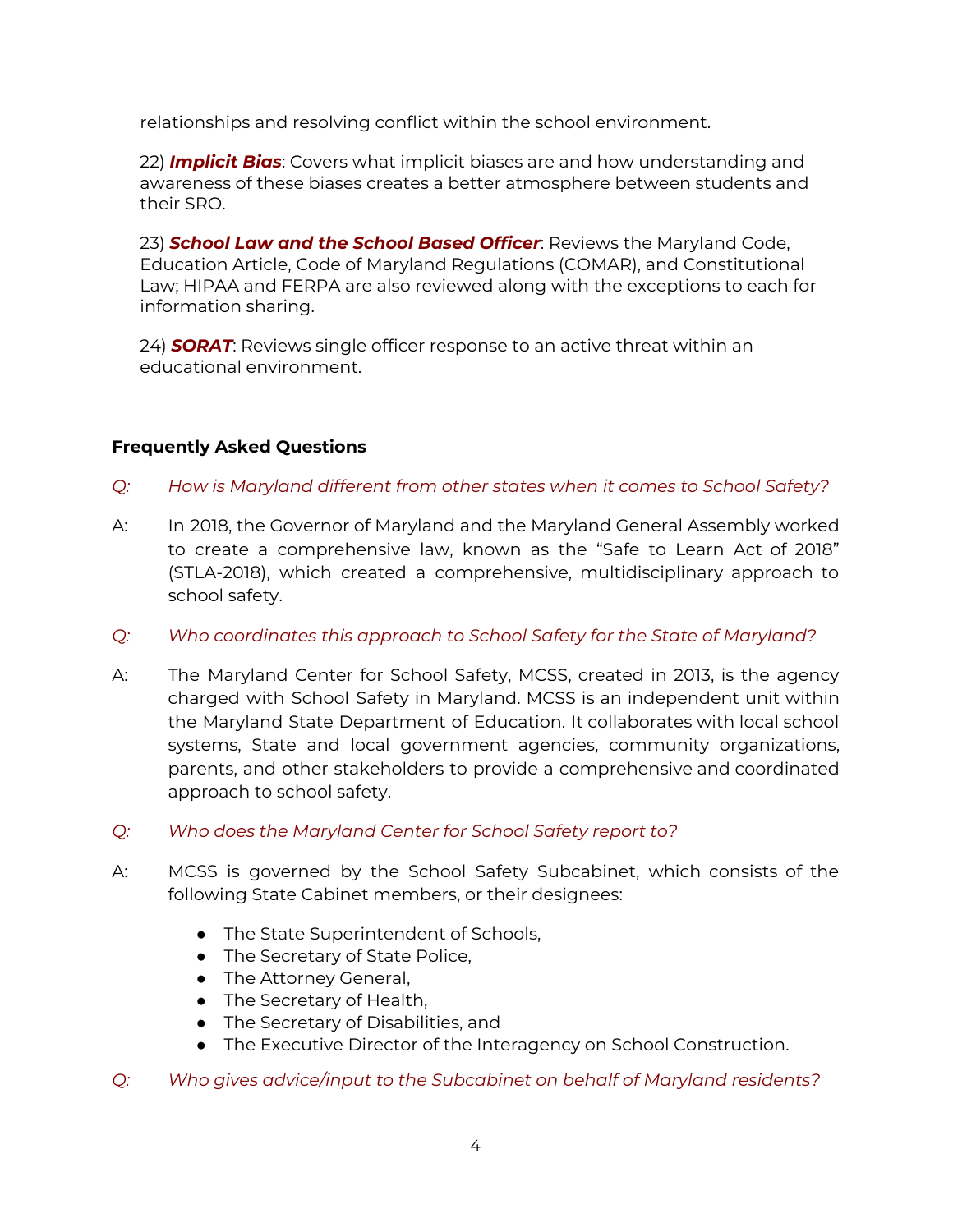relationships and resolving conflict within the school environment.

22) ***Implicit Bias***: Covers what implicit biases are and how understanding and awareness of these biases creates a better atmosphere between students and their SRO.

23) ***School Law and the School Based Officer***: Reviews the Maryland Code, Education Article, Code of Maryland Regulations (COMAR), and Constitutional Law; HIPAA and FERPA are also reviewed along with the exceptions to each for information sharing.

24) ***SORAT***: Reviews single officer response to an active threat within an educational environment.

## Frequently Asked Questions

*Q: How is Maryland different from other states when it comes to School Safety?*

A: In 2018, the Governor of Maryland and the Maryland General Assembly worked to create a comprehensive law, known as the "Safe to Learn Act of 2018" (STLA-2018), which created a comprehensive, multidisciplinary approach to school safety.

*Q: Who coordinates this approach to School Safety for the State of Maryland?*

A: The Maryland Center for School Safety, MCSS, created in 2013, is the agency charged with School Safety in Maryland. MCSS is an independent unit within the Maryland State Department of Education. It collaborates with local school systems, State and local government agencies, community organizations, parents, and other stakeholders to provide a comprehensive and coordinated approach to school safety.

*Q: Who does the Maryland Center for School Safety report to?*

A: MCSS is governed by the School Safety Subcabinet, which consists of the following State Cabinet members, or their designees:

- The State Superintendent of Schools,
- The Secretary of State Police,
- The Attorney General,
- The Secretary of Health,
- The Secretary of Disabilities, and
- The Executive Director of the Interagency on School Construction.

*Q: Who gives advice/input to the Subcabinet on behalf of Maryland residents?*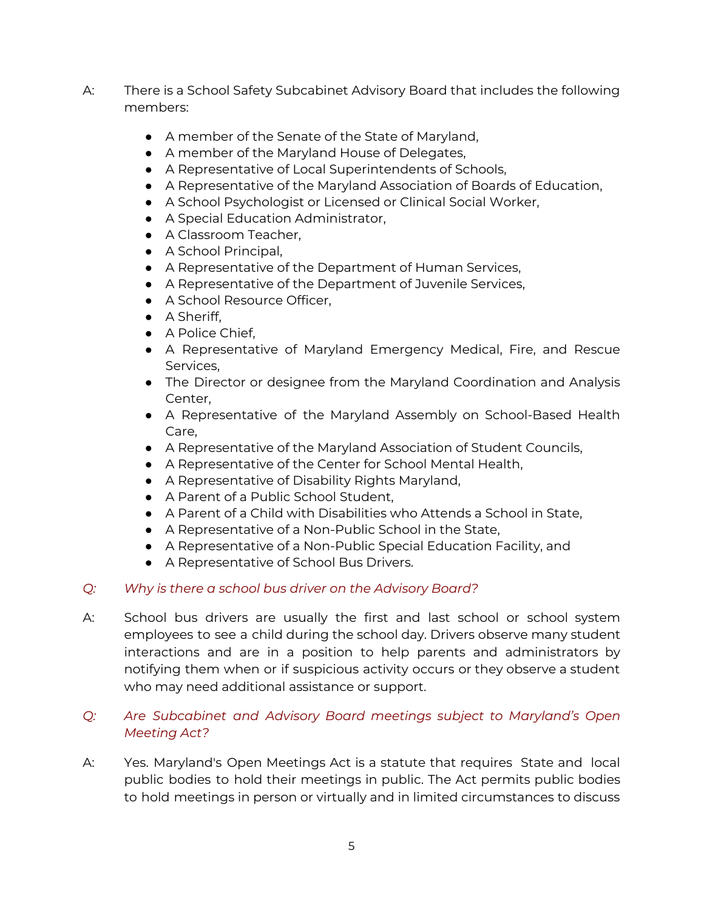A: There is a School Safety Subcabinet Advisory Board that includes the following members:

- A member of the Senate of the State of Maryland,
- A member of the Maryland House of Delegates,
- A Representative of Local Superintendents of Schools,
- A Representative of the Maryland Association of Boards of Education,
- A School Psychologist or Licensed or Clinical Social Worker,
- A Special Education Administrator,
- A Classroom Teacher,
- A School Principal,
- A Representative of the Department of Human Services,
- A Representative of the Department of Juvenile Services,
- A School Resource Officer,
- A Sheriff,
- A Police Chief,
- A Representative of Maryland Emergency Medical, Fire, and Rescue Services,
- The Director or designee from the Maryland Coordination and Analysis Center,
- A Representative of the Maryland Assembly on School-Based Health Care,
- A Representative of the Maryland Association of Student Councils,
- A Representative of the Center for School Mental Health,
- A Representative of Disability Rights Maryland,
- A Parent of a Public School Student,
- A Parent of a Child with Disabilities who Attends a School in State,
- A Representative of a Non-Public School in the State,
- A Representative of a Non-Public Special Education Facility, and
- A Representative of School Bus Drivers.

*Q: Why is there a school bus driver on the Advisory Board?*

A: School bus drivers are usually the first and last school or school system employees to see a child during the school day. Drivers observe many student interactions and are in a position to help parents and administrators by notifying them when or if suspicious activity occurs or they observe a student who may need additional assistance or support.

*Q: Are Subcabinet and Advisory Board meetings subject to Maryland's Open Meeting Act?*

A: Yes. Maryland's Open Meetings Act is a statute that requires State and local public bodies to hold their meetings in public. The Act permits public bodies to hold meetings in person or virtually and in limited circumstances to discuss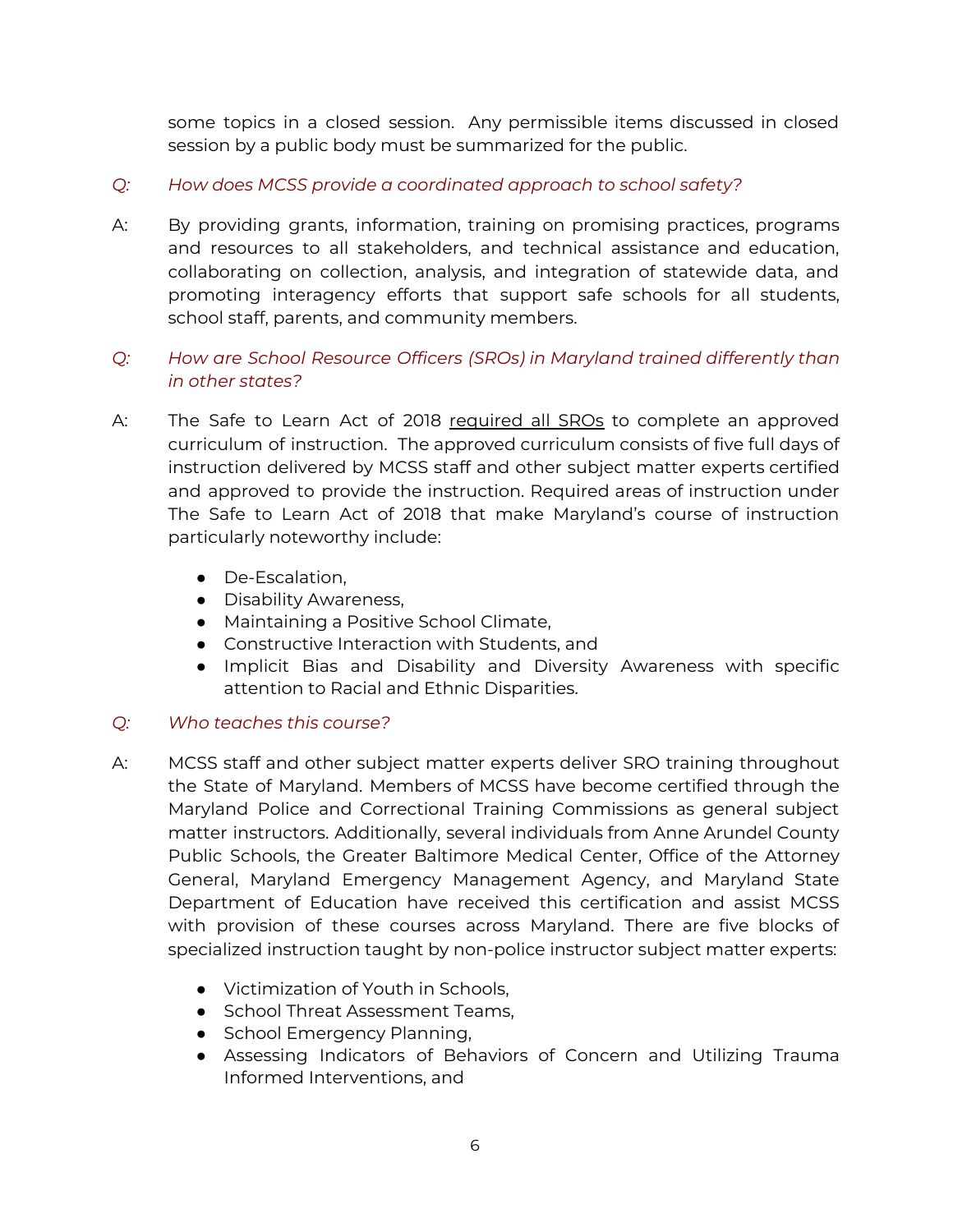some topics in a closed session. Any permissible items discussed in closed session by a public body must be summarized for the public.

*Q: How does MCSS provide a coordinated approach to school safety?*

A: By providing grants, information, training on promising practices, programs and resources to all stakeholders, and technical assistance and education, collaborating on collection, analysis, and integration of statewide data, and promoting interagency efforts that support safe schools for all students, school staff, parents, and community members.

*Q: How are School Resource Officers (SROs) in Maryland trained differently than in other states?*

A: The Safe to Learn Act of 2018 required all SROs to complete an approved curriculum of instruction. The approved curriculum consists of five full days of instruction delivered by MCSS staff and other subject matter experts certified and approved to provide the instruction. Required areas of instruction under The Safe to Learn Act of 2018 that make Maryland's course of instruction particularly noteworthy include:

- De-Escalation,
- Disability Awareness,
- Maintaining a Positive School Climate,
- Constructive Interaction with Students, and
- Implicit Bias and Disability and Diversity Awareness with specific attention to Racial and Ethnic Disparities.

*Q: Who teaches this course?*

A: MCSS staff and other subject matter experts deliver SRO training throughout the State of Maryland. Members of MCSS have become certified through the Maryland Police and Correctional Training Commissions as general subject matter instructors. Additionally, several individuals from Anne Arundel County Public Schools, the Greater Baltimore Medical Center, Office of the Attorney General, Maryland Emergency Management Agency, and Maryland State Department of Education have received this certification and assist MCSS with provision of these courses across Maryland. There are five blocks of specialized instruction taught by non-police instructor subject matter experts:

- Victimization of Youth in Schools,
- School Threat Assessment Teams,
- School Emergency Planning,
- Assessing Indicators of Behaviors of Concern and Utilizing Trauma Informed Interventions, and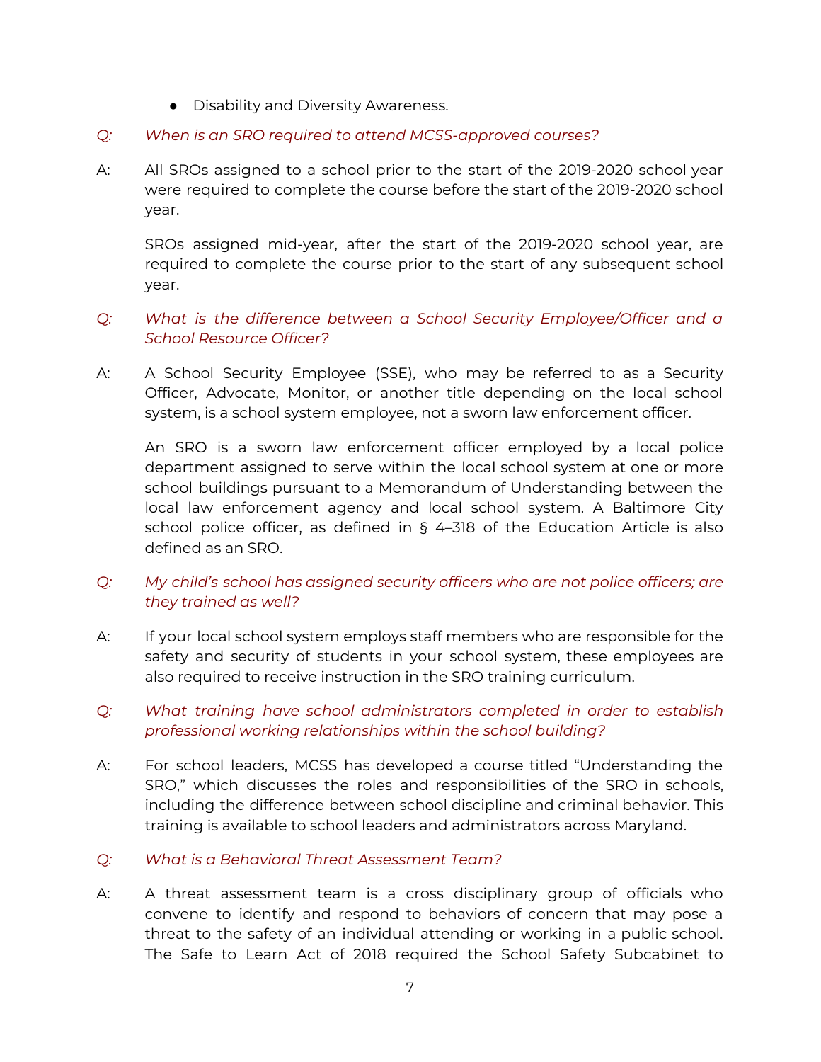- Disability and Diversity Awareness.

*Q: When is an SRO required to attend MCSS-approved courses?*

A: All SROs assigned to a school prior to the start of the 2019-2020 school year were required to complete the course before the start of the 2019-2020 school year.

SROs assigned mid-year, after the start of the 2019-2020 school year, are required to complete the course prior to the start of any subsequent school year.

*Q: What is the difference between a School Security Employee/Officer and a School Resource Officer?*

A: A School Security Employee (SSE), who may be referred to as a Security Officer, Advocate, Monitor, or another title depending on the local school system, is a school system employee, not a sworn law enforcement officer.

An SRO is a sworn law enforcement officer employed by a local police department assigned to serve within the local school system at one or more school buildings pursuant to a Memorandum of Understanding between the local law enforcement agency and local school system. A Baltimore City school police officer, as defined in § 4–318 of the Education Article is also defined as an SRO.

*Q: My child's school has assigned security officers who are not police officers; are they trained as well?*

A: If your local school system employs staff members who are responsible for the safety and security of students in your school system, these employees are also required to receive instruction in the SRO training curriculum.

*Q: What training have school administrators completed in order to establish professional working relationships within the school building?*

A: For school leaders, MCSS has developed a course titled "Understanding the SRO," which discusses the roles and responsibilities of the SRO in schools, including the difference between school discipline and criminal behavior. This training is available to school leaders and administrators across Maryland.

*Q: What is a Behavioral Threat Assessment Team?*

A: A threat assessment team is a cross disciplinary group of officials who convene to identify and respond to behaviors of concern that may pose a threat to the safety of an individual attending or working in a public school. The Safe to Learn Act of 2018 required the School Safety Subcabinet to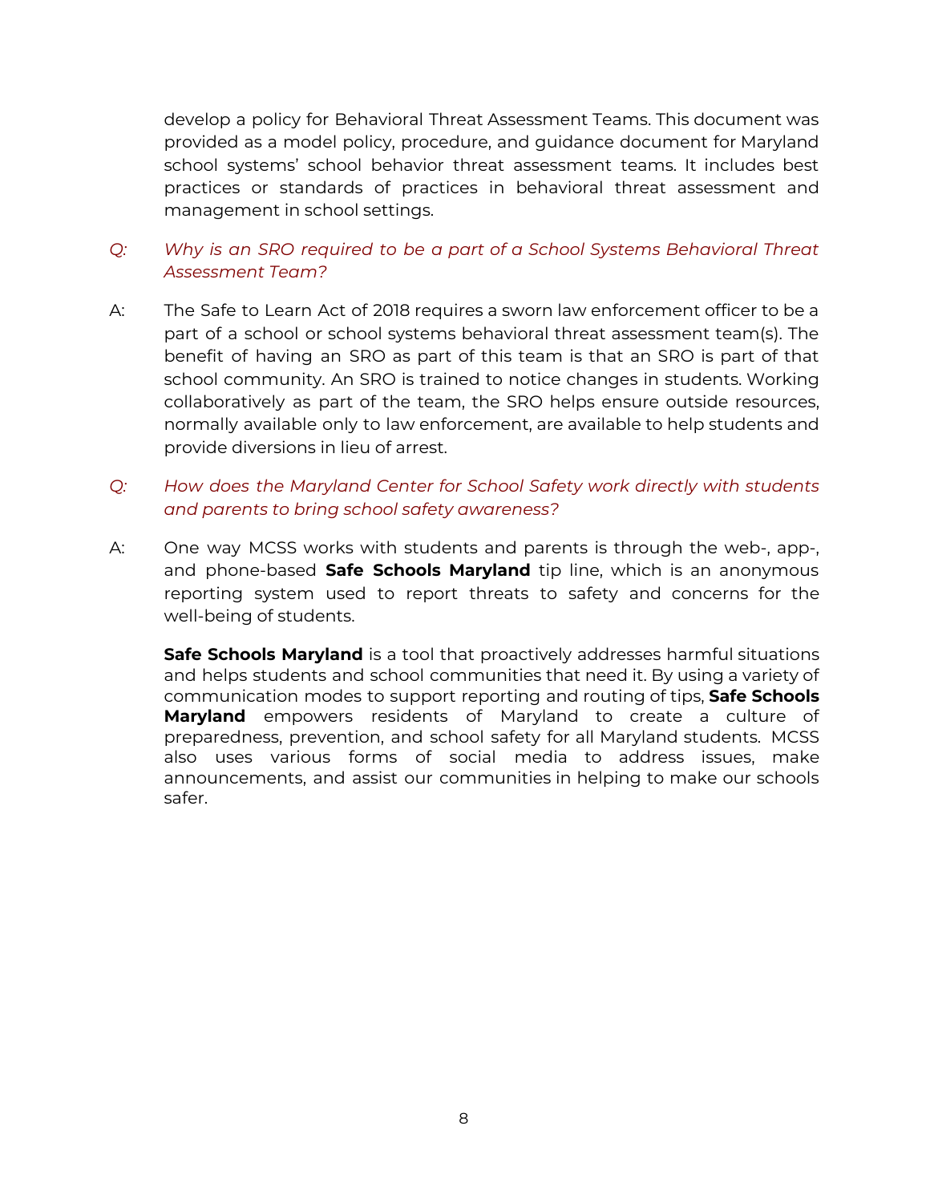develop a policy for Behavioral Threat Assessment Teams. This document was provided as a model policy, procedure, and guidance document for Maryland school systems' school behavior threat assessment teams. It includes best practices or standards of practices in behavioral threat assessment and management in school settings.

*Q: Why is an SRO required to be a part of a School Systems Behavioral Threat Assessment Team?*

A: The Safe to Learn Act of 2018 requires a sworn law enforcement officer to be a part of a school or school systems behavioral threat assessment team(s). The benefit of having an SRO as part of this team is that an SRO is part of that school community. An SRO is trained to notice changes in students. Working collaboratively as part of the team, the SRO helps ensure outside resources, normally available only to law enforcement, are available to help students and provide diversions in lieu of arrest.

*Q: How does the Maryland Center for School Safety work directly with students and parents to bring school safety awareness?*

A: One way MCSS works with students and parents is through the web-, app-, and phone-based **Safe Schools Maryland** tip line, which is an anonymous reporting system used to report threats to safety and concerns for the well-being of students.

**Safe Schools Maryland** is a tool that proactively addresses harmful situations and helps students and school communities that need it. By using a variety of communication modes to support reporting and routing of tips, **Safe Schools Maryland** empowers residents of Maryland to create a culture of preparedness, prevention, and school safety for all Maryland students. MCSS also uses various forms of social media to address issues, make announcements, and assist our communities in helping to make our schools safer.